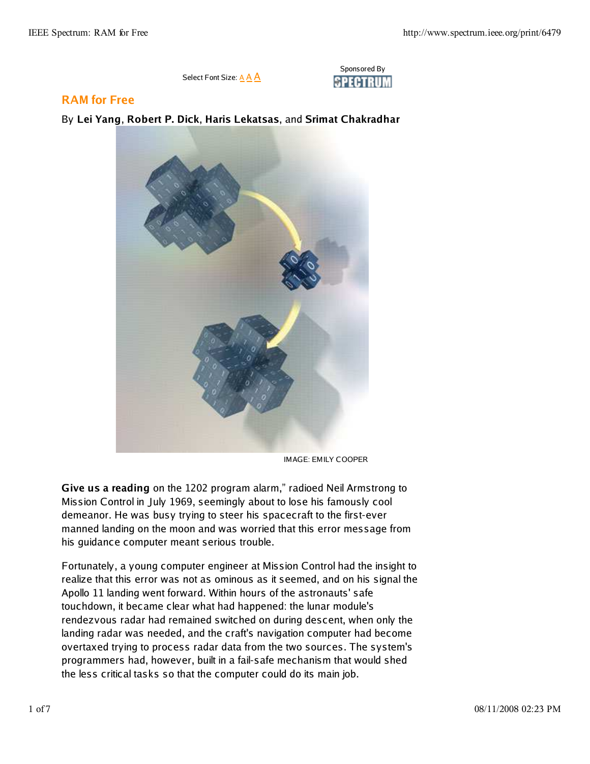Select Font Size: A A A

Sponsored By SPECTRUM

# RAM for Free

By **Lei Yang**, **Robert P. Dick**, **Haris Lekatsas**, and **Srimat Chakradhar**

IMAGE: EMILY COOPER

**Give us a reading** on the 1202 program alarm," radioed Neil Armstrong to Mission Control in July 1969, seemingly about to lose his famously cool demeanor. He was busy trying to steer his spacecraft to the first-ever manned landing on the moon and was worried that this error message from his guidance computer meant serious trouble.

Fortunately, a young computer engineer at Mission Control had the insight to realize that this error was not as ominous as it seemed, and on his signal the Apollo 11 landing went forward. Within hours of the astronauts' safe touchdown, it became clear what had happened: the lunar module's rendezvous radar had remained switched on during descent, when only the landing radar was needed, and the craft's navigation computer had become overtaxed trying to process radar data from the two sources. The system's programmers had, however, built in a fail-safe mechanism that would shed the less critical tasks so that the computer could do its main job.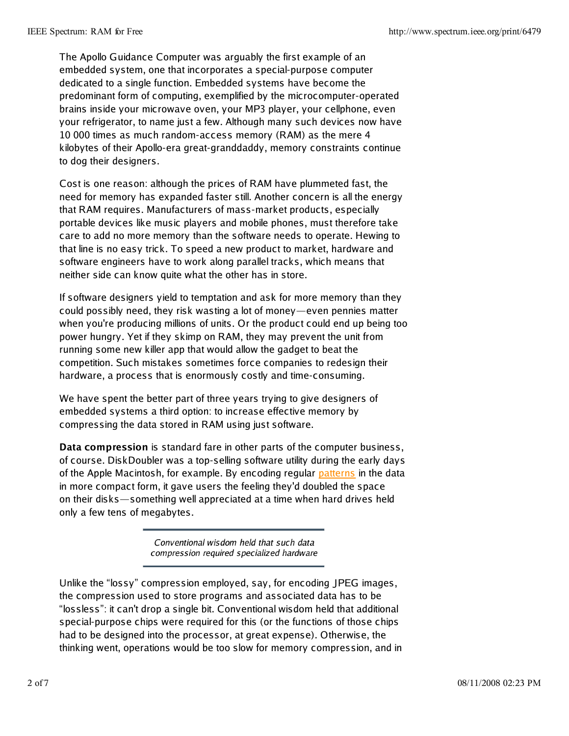The Apollo Guidance Computer was arguably the first example of an embedded system, one that incorporates a special-purpose computer dedicated to a single function. Embedded systems have become the predominant form of computing, exemplified by the microcomputer-operated brains inside your microwave oven, your MP3 player, your cellphone, even your refrigerator, to name just a few. Although many such devices now have 10 000 times as much random-access memory (RAM) as the mere 4 kilobytes of their Apollo-era great-granddaddy, memory constraints continue to dog their designers.

Cost is one reason: although the prices of RAM have plummeted fast, the need for memory has expanded faster still. Another concern is all the energy that RAM requires. Manufacturers of mass-market products, especially portable devices like music players and mobile phones, must therefore take care to add no more memory than the software needs to operate. Hewing to that line is no easy trick. To speed a new product to market, hardware and software engineers have to work along parallel tracks, which means that neither side can know quite what the other has in store.

If software designers yield to temptation and ask for more memory than they could possibly need, they risk wasting a lot of money—even pennies matter when you're producing millions of units. Or the product could end up being too power hungry. Yet if they skimp on RAM, they may prevent the unit from running some new killer app that would allow the gadget to beat the competition. Such mistakes sometimes force companies to redesign their hardware, a process that is enormously costly and time-consuming.

We have spent the better part of three years trying to give designers of embedded systems a third option: to increase effective memory by compressing the data stored in RAM using just software.

**Data compression** is standard fare in other parts of the computer business, of course. DiskDoubler was a top-selling software utility during the early days of the Apple Macintosh, for example. By encoding regular patterns in the data in more compact form, it gave users the feeling they'd doubled the space on their disks—something well appreciated at a time when hard drives held only a few tens of megabytes.

> *Conventional wisdom held that such data compression required specialized hardware*

Unlike the "lossy" compression employed, say, for encoding JPEG images, the compression used to store programs and associated data has to be "lossless": it can't drop a single bit. Conventional wisdom held that additional special-purpose chips were required for this (or the functions of those chips had to be designed into the processor, at great expense). Otherwise, the thinking went, operations would be too slow for memory compression, and in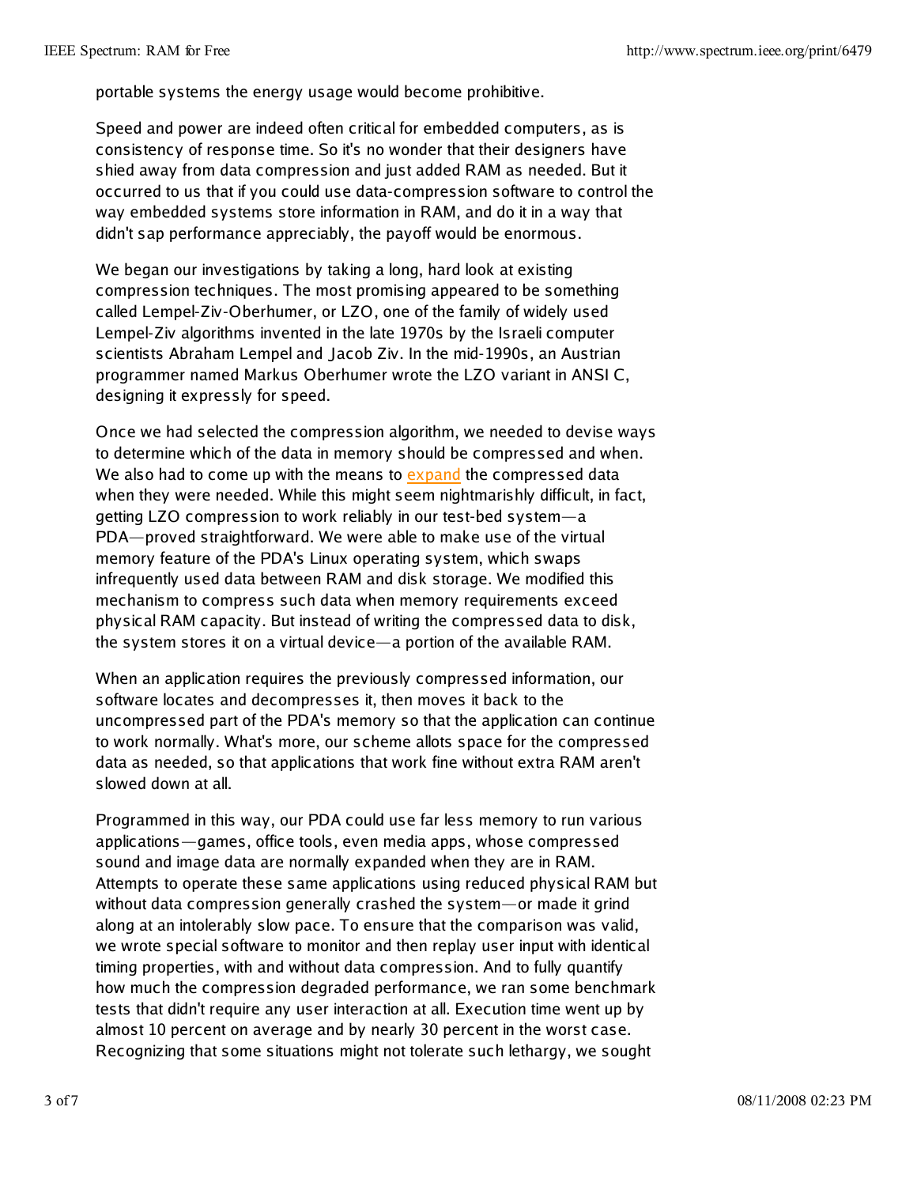portable systems the energy usage would become prohibitive.

Speed and power are indeed often critical for embedded computers, as is consistency of response time. So it's no wonder that their designers have shied away from data compression and just added RAM as needed. But it occurred to us that if you could use data-compression software to control the way embedded systems store information in RAM, and do it in a way that didn't sap performance appreciably, the payoff would be enormous.

We began our investigations by taking a long, hard look at existing compression techniques. The most promising appeared to be something called Lempel-Ziv-Oberhumer, or LZO, one of the family of widely used Lempel-Ziv algorithms invented in the late 1970s by the Israeli computer scientists Abraham Lempel and Jacob Ziv. In the mid-1990s, an Austrian programmer named Markus Oberhumer wrote the LZO variant in ANSI C, designing it expressly for speed.

Once we had selected the compression algorithm, we needed to devise ways to determine which of the data in memory should be compressed and when. We also had to come up with the means to expand the compressed data when they were needed. While this might seem nightmarishly difficult, in fact, getting LZO compression to work reliably in our test-bed system—a PDA—proved straightforward. We were able to make use of the virtual memory feature of the PDA's Linux operating system, which swaps infrequently used data between RAM and disk storage. We modified this mechanism to compress such data when memory requirements exceed physical RAM capacity. But instead of writing the compressed data to disk, the system stores it on a virtual device—a portion of the available RAM.

When an application requires the previously compressed information, our software locates and decompresses it, then moves it back to the uncompressed part of the PDA's memory so that the application can continue to work normally. What's more, our scheme allots space for the compressed data as needed, so that applications that work fine without extra RAM aren't slowed down at all.

Programmed in this way, our PDA could use far less memory to run various applications—games, office tools, even media apps, whose compressed sound and image data are normally expanded when they are in RAM. Attempts to operate these same applications using reduced physical RAM but without data compression generally crashed the system—or made it grind along at an intolerably slow pace. To ensure that the comparison was valid, we wrote special software to monitor and then replay user input with identical timing properties, with and without data compression. And to fully quantify how much the compression degraded performance, we ran some benchmark tests that didn't require any user interaction at all. Execution time went up by almost 10 percent on average and by nearly 30 percent in the worst case. Recognizing that some situations might not tolerate such lethargy, we sought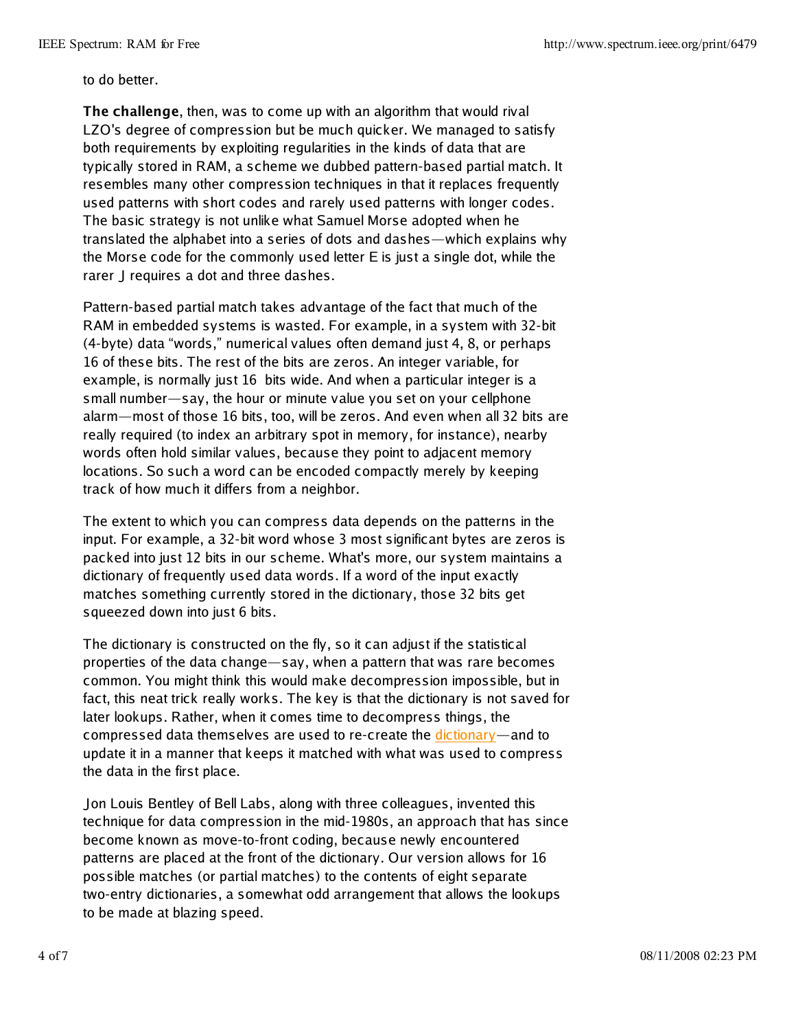to do better.

**The challenge**, then, was to come up with an algorithm that would rival LZO's degree of compression but be much quicker. We managed to satisfy both requirements by exploiting regularities in the kinds of data that are typically stored in RAM, a scheme we dubbed pattern-based partial match. It resembles many other compression techniques in that it replaces frequently used patterns with short codes and rarely used patterns with longer codes. The basic strategy is not unlike what Samuel Morse adopted when he translated the alphabet into a series of dots and dashes—which explains why the Morse code for the commonly used letter E is just a single dot, while the rarer J requires a dot and three dashes.

Pattern-based partial match takes advantage of the fact that much of the RAM in embedded systems is wasted. For example, in a system with 32-bit (4-byte) data "words," numerical values often demand just 4, 8, or perhaps 16 of these bits. The rest of the bits are zeros. An integer variable, for example, is normally just 16 bits wide. And when a particular integer is a small number—say, the hour or minute value you set on your cellphone alarm—most of those 16 bits, too, will be zeros. And even when all 32 bits are really required (to index an arbitrary spot in memory, for instance), nearby words often hold similar values, because they point to adjacent memory locations. So such a word can be encoded compactly merely by keeping track of how much it differs from a neighbor.

The extent to which you can compress data depends on the patterns in the input. For example, a 32-bit word whose 3 most significant bytes are zeros is packed into just 12 bits in our scheme. What's more, our system maintains a dictionary of frequently used data words. If a word of the input exactly matches something currently stored in the dictionary, those 32 bits get squeezed down into just 6 bits.

The dictionary is constructed on the fly, so it can adjust if the statistical properties of the data change—say, when a pattern that was rare becomes common. You might think this would make decompression impossible, but in fact, this neat trick really works. The key is that the dictionary is not saved for later lookups. Rather, when it comes time to decompress things, the compressed data themselves are used to re-create the dictionary—and to update it in a manner that keeps it matched with what was used to compress the data in the first place.

Jon Louis Bentley of Bell Labs, along with three colleagues, invented this technique for data compression in the mid-1980s, an approach that has since become known as move-to-front coding, because newly encountered patterns are placed at the front of the dictionary. Our version allows for 16 possible matches (or partial matches) to the contents of eight separate two-entry dictionaries, a somewhat odd arrangement that allows the lookups to be made at blazing speed.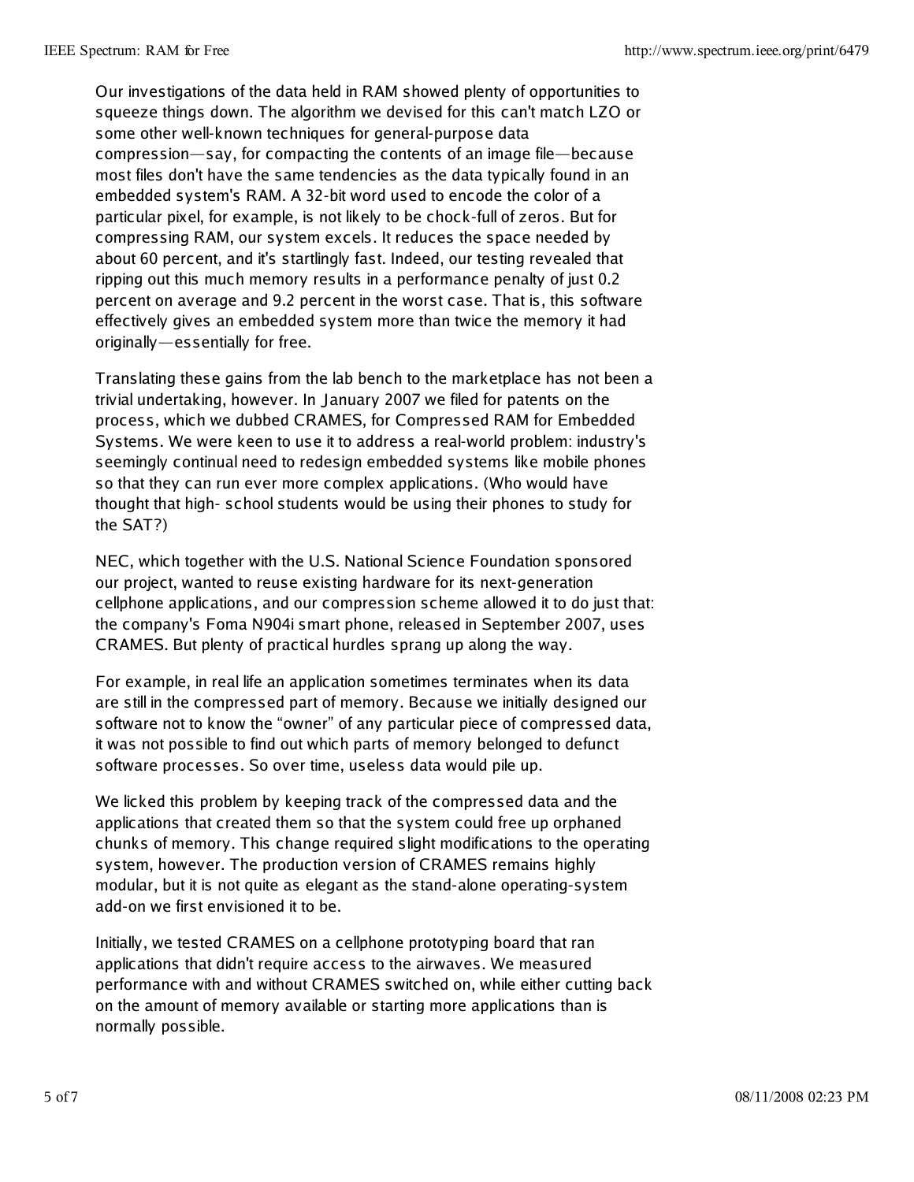Our investigations of the data held in RAM showed plenty of opportunities to squeeze things down. The algorithm we devised for this can't match LZO or some other well-known techniques for general-purpose data compression—say, for compacting the contents of an image file—because most files don't have the same tendencies as the data typically found in an embedded system's RAM. A 32-bit word used to encode the color of a particular pixel, for example, is not likely to be chock-full of zeros. But for compressing RAM, our system excels. It reduces the space needed by about 60 percent, and it's startlingly fast. Indeed, our testing revealed that ripping out this much memory results in a performance penalty of just 0.2 percent on average and 9.2 percent in the worst case. That is, this software effectively gives an embedded system more than twice the memory it had originally—essentially for free.

Translating these gains from the lab bench to the marketplace has not been a trivial undertaking, however. In January 2007 we filed for patents on the process, which we dubbed CRAMES, for Compressed RAM for Embedded Systems. We were keen to use it to address a real-world problem: industry's seemingly continual need to redesign embedded systems like mobile phones so that they can run ever more complex applications. (Who would have thought that high- school students would be using their phones to study for the SAT?)

NEC, which together with the U.S. National Science Foundation sponsored our project, wanted to reuse existing hardware for its next-generation cellphone applications, and our compression scheme allowed it to do just that: the company's Foma N904i smart phone, released in September 2007, uses CRAMES. But plenty of practical hurdles sprang up along the way.

For example, in real life an application sometimes terminates when its data are still in the compressed part of memory. Because we initially designed our software not to know the "owner" of any particular piece of compressed data, it was not possible to find out which parts of memory belonged to defunct software processes. So over time, useless data would pile up.

We licked this problem by keeping track of the compressed data and the applications that created them so that the system could free up orphaned chunks of memory. This change required slight modifications to the operating system, however. The production version of CRAMES remains highly modular, but it is not quite as elegant as the stand-alone operating-system add-on we first envisioned it to be.

Initially, we tested CRAMES on a cellphone prototyping board that ran applications that didn't require access to the airwaves. We measured performance with and without CRAMES switched on, while either cutting back on the amount of memory available or starting more applications than is normally possible.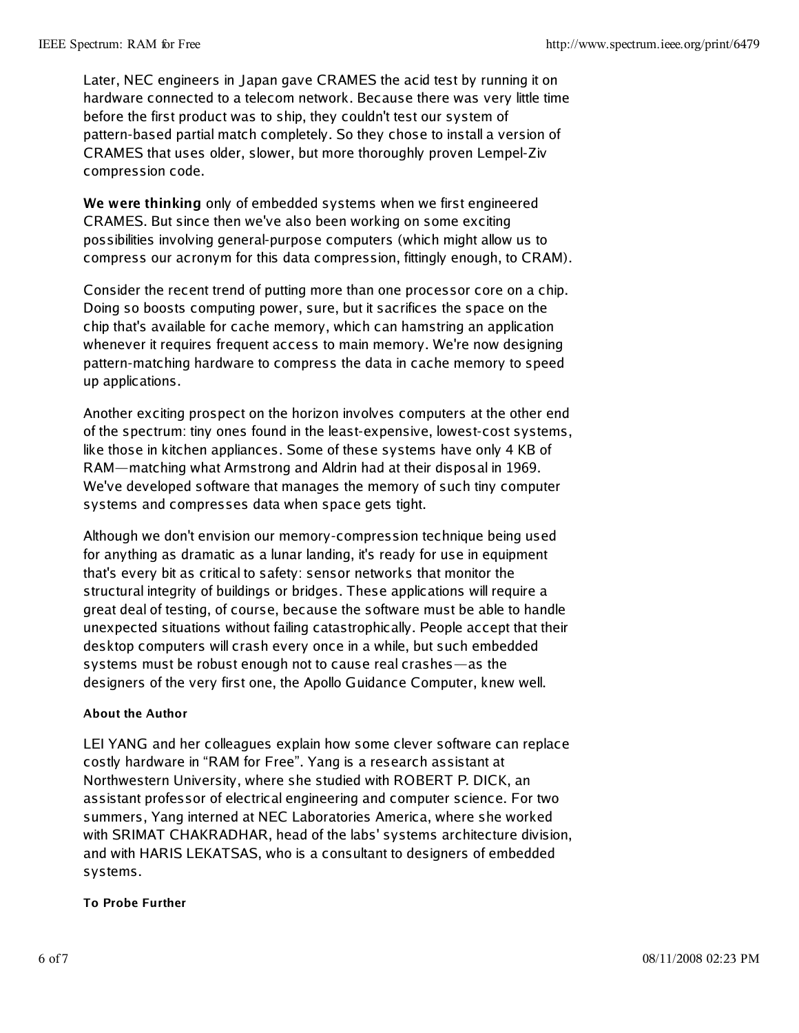Later, NEC engineers in Japan gave CRAMES the acid test by running it on hardware connected to a telecom network. Because there was very little time before the first product was to ship, they couldn't test our system of pattern-based partial match completely. So they chose to install a version of CRAMES that uses older, slower, but more thoroughly proven Lempel-Ziv compression code.

**We were thinking** only of embedded systems when we first engineered CRAMES. But since then we've also been working on some exciting possibilities involving general-purpose computers (which might allow us to compress our acronym for this data compression, fittingly enough, to CRAM).

Consider the recent trend of putting more than one processor core on a chip. Doing so boosts computing power, sure, but it sacrifices the space on the chip that's available for cache memory, which can hamstring an application whenever it requires frequent access to main memory. We're now designing pattern-matching hardware to compress the data in cache memory to speed up applications.

Another exciting prospect on the horizon involves computers at the other end of the spectrum: tiny ones found in the least-expensive, lowest-cost systems, like those in kitchen appliances. Some of these systems have only 4 KB of RAM—matching what Armstrong and Aldrin had at their disposal in 1969. We've developed software that manages the memory of such tiny computer systems and compresses data when space gets tight.

Although we don't envision our memory-compression technique being used for anything as dramatic as a lunar landing, it's ready for use in equipment that's every bit as critical to safety: sensor networks that monitor the structural integrity of buildings or bridges. These applications will require a great deal of testing, of course, because the software must be able to handle unexpected situations without failing catastrophically. People accept that their desktop computers will crash every once in a while, but such embedded systems must be robust enough not to cause real crashes—as the designers of the very first one, the Apollo Guidance Computer, knew well.

#### About the Author

LEI YANG and her colleagues explain how some clever software can replace costly hardware in "RAM for Free". Yang is a research assistant at Northwestern University, where she studied with ROBERT P. DICK, an assistant professor of electrical engineering and computer science. For two summers, Yang interned at NEC Laboratories America, where she worked with SRIMAT CHAKRADHAR, head of the labs' systems architecture division, and with HARIS LEKATSAS, who is a consultant to designers of embedded systems.

#### To Probe Further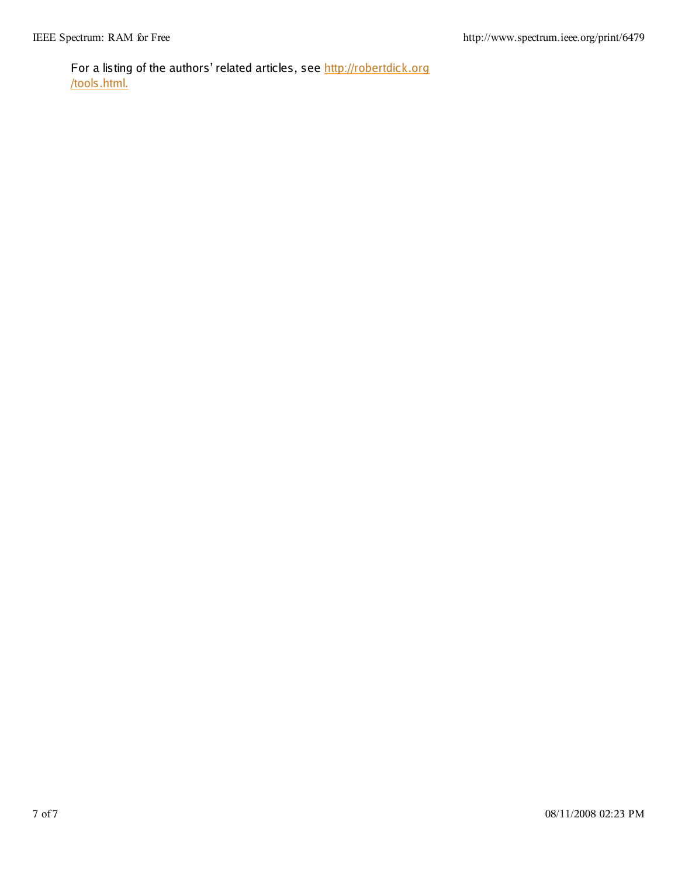For a listing of the authors' related articles, see http://robertdick.org/tools.html.